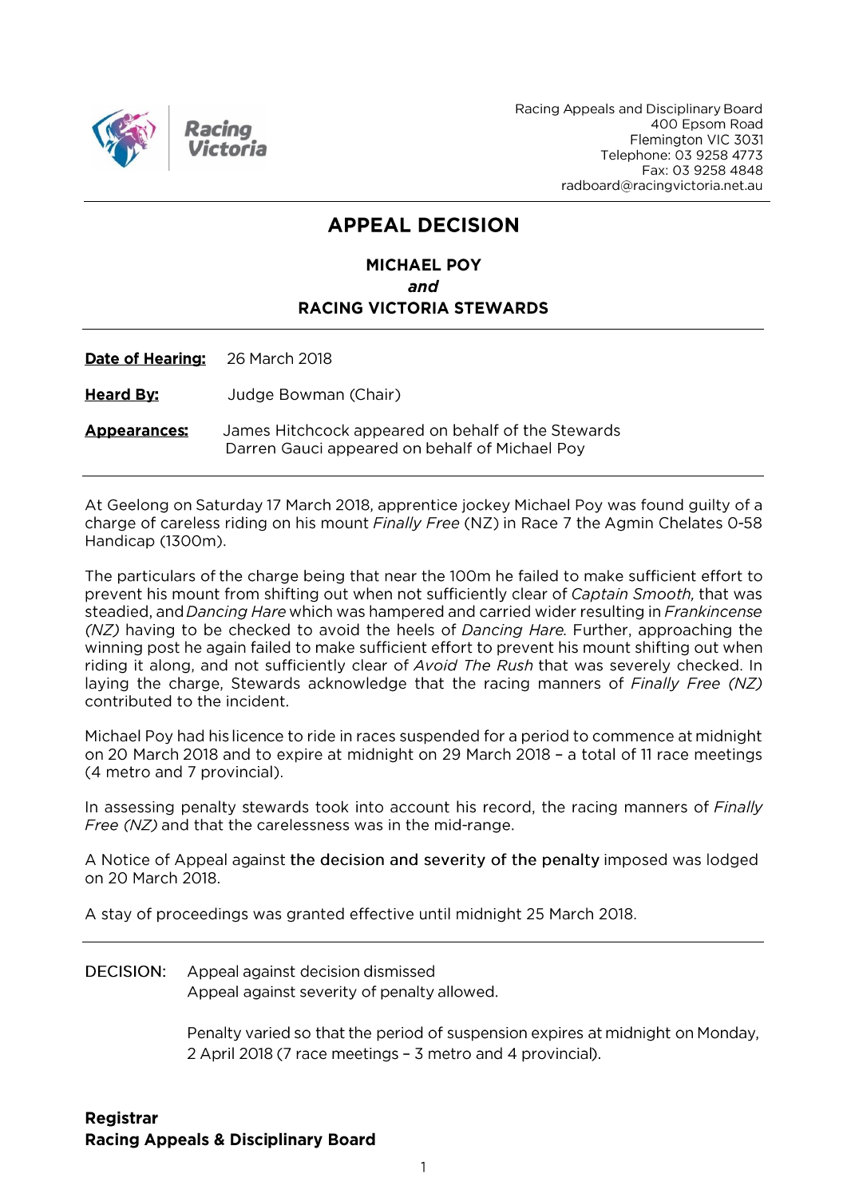Racing Appeals and Disciplinary Board
400 Epsom Road
Flemington VIC 3031
Telephone: 03 9258 4773
Fax: 03 9258 4848
radboard@racingvictoria.net.au

# APPEAL DECISION

**MICHAEL POY**
***and***
**RACING VICTORIA STEWARDS**

**Date of Hearing:** 26 March 2018

**Heard By:** Judge Bowman (Chair)

**Appearances:** James Hitchcock appeared on behalf of the Stewards
Darren Gauci appeared on behalf of Michael Poy

---

At Geelong on Saturday 17 March 2018, apprentice jockey Michael Poy was found guilty of a charge of careless riding on his mount *Finally Free* (NZ) in Race 7 the Agmin Chelates 0-58 Handicap (1300m).

The particulars of the charge being that near the 100m he failed to make sufficient effort to prevent his mount from shifting out when not sufficiently clear of *Captain Smooth,* that was steadied, and *Dancing Hare* which was hampered and carried wider resulting in *Frankincense (NZ)* having to be checked to avoid the heels of *Dancing Hare*. Further, approaching the winning post he again failed to make sufficient effort to prevent his mount shifting out when riding it along, and not sufficiently clear of *Avoid The Rush* that was severely checked. In laying the charge, Stewards acknowledge that the racing manners of *Finally Free (NZ)* contributed to the incident.

Michael Poy had his licence to ride in races suspended for a period to commence at midnight on 20 March 2018 and to expire at midnight on 29 March 2018 – a total of 11 race meetings (4 metro and 7 provincial).

In assessing penalty stewards took into account his record, the racing manners of *Finally Free (NZ)* and that the carelessness was in the mid-range.

A Notice of Appeal against the decision and severity of the penalty imposed was lodged on 20 March 2018.

A stay of proceedings was granted effective until midnight 25 March 2018.

---

DECISION: Appeal against decision dismissed
Appeal against severity of penalty allowed.

Penalty varied so that the period of suspension expires at midnight on Monday, 2 April 2018 (7 race meetings – 3 metro and 4 provincial).

**Registrar**
**Racing Appeals & Disciplinary Board**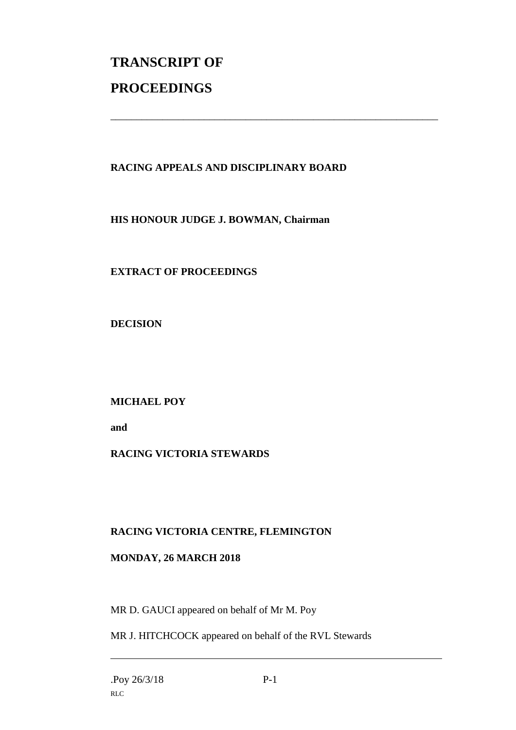# TRANSCRIPT OF PROCEEDINGS

---

**RACING APPEALS AND DISCIPLINARY BOARD**

**HIS HONOUR JUDGE J. BOWMAN, Chairman**

**EXTRACT OF PROCEEDINGS**

**DECISION**

**MICHAEL POY**

**and**

**RACING VICTORIA STEWARDS**

**RACING VICTORIA CENTRE, FLEMINGTON**

**MONDAY, 26 MARCH 2018**

MR D. GAUCI appeared on behalf of Mr M. Poy

MR J. HITCHCOCK appeared on behalf of the RVL Stewards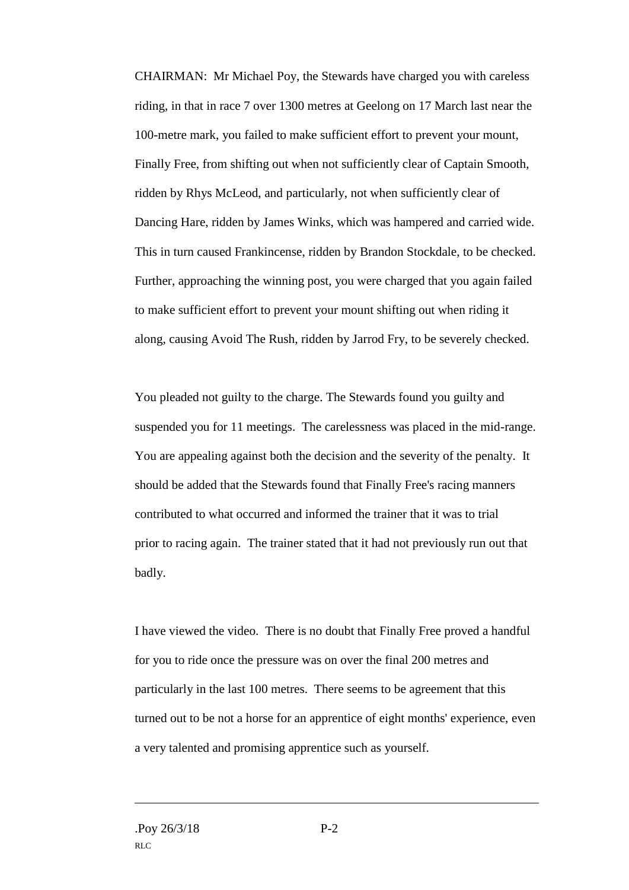CHAIRMAN: Mr Michael Poy, the Stewards have charged you with careless riding, in that in race 7 over 1300 metres at Geelong on 17 March last near the 100-metre mark, you failed to make sufficient effort to prevent your mount, Finally Free, from shifting out when not sufficiently clear of Captain Smooth, ridden by Rhys McLeod, and particularly, not when sufficiently clear of Dancing Hare, ridden by James Winks, which was hampered and carried wide. This in turn caused Frankincense, ridden by Brandon Stockdale, to be checked. Further, approaching the winning post, you were charged that you again failed to make sufficient effort to prevent your mount shifting out when riding it along, causing Avoid The Rush, ridden by Jarrod Fry, to be severely checked.

You pleaded not guilty to the charge. The Stewards found you guilty and suspended you for 11 meetings. The carelessness was placed in the mid-range. You are appealing against both the decision and the severity of the penalty. It should be added that the Stewards found that Finally Free's racing manners contributed to what occurred and informed the trainer that it was to trial prior to racing again. The trainer stated that it had not previously run out that badly.

I have viewed the video. There is no doubt that Finally Free proved a handful for you to ride once the pressure was on over the final 200 metres and particularly in the last 100 metres. There seems to be agreement that this turned out to be not a horse for an apprentice of eight months' experience, even a very talented and promising apprentice such as yourself.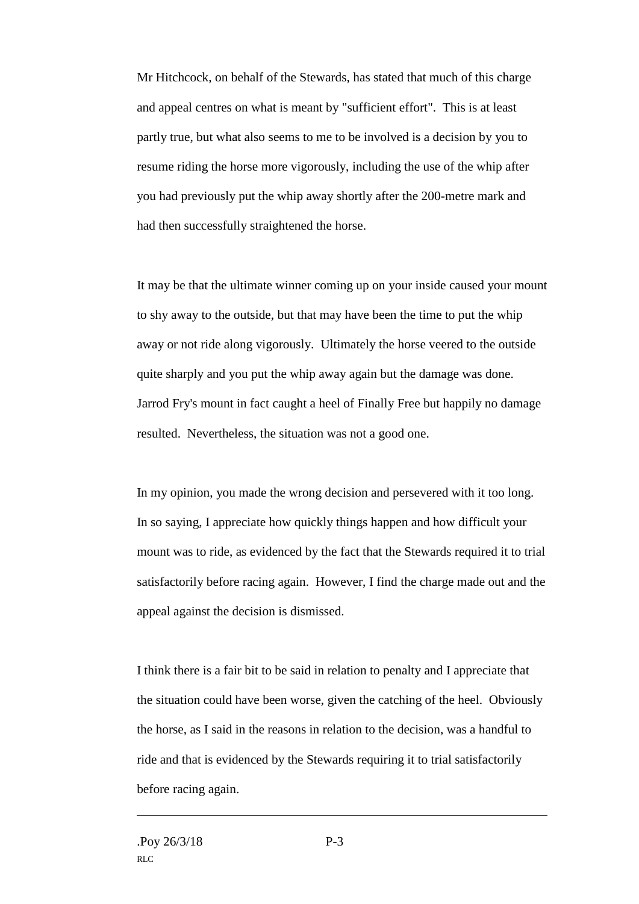Mr Hitchcock, on behalf of the Stewards, has stated that much of this charge and appeal centres on what is meant by "sufficient effort". This is at least partly true, but what also seems to me to be involved is a decision by you to resume riding the horse more vigorously, including the use of the whip after you had previously put the whip away shortly after the 200-metre mark and had then successfully straightened the horse.

It may be that the ultimate winner coming up on your inside caused your mount to shy away to the outside, but that may have been the time to put the whip away or not ride along vigorously. Ultimately the horse veered to the outside quite sharply and you put the whip away again but the damage was done. Jarrod Fry's mount in fact caught a heel of Finally Free but happily no damage resulted. Nevertheless, the situation was not a good one.

In my opinion, you made the wrong decision and persevered with it too long. In so saying, I appreciate how quickly things happen and how difficult your mount was to ride, as evidenced by the fact that the Stewards required it to trial satisfactorily before racing again. However, I find the charge made out and the appeal against the decision is dismissed.

I think there is a fair bit to be said in relation to penalty and I appreciate that the situation could have been worse, given the catching of the heel. Obviously the horse, as I said in the reasons in relation to the decision, was a handful to ride and that is evidenced by the Stewards requiring it to trial satisfactorily before racing again.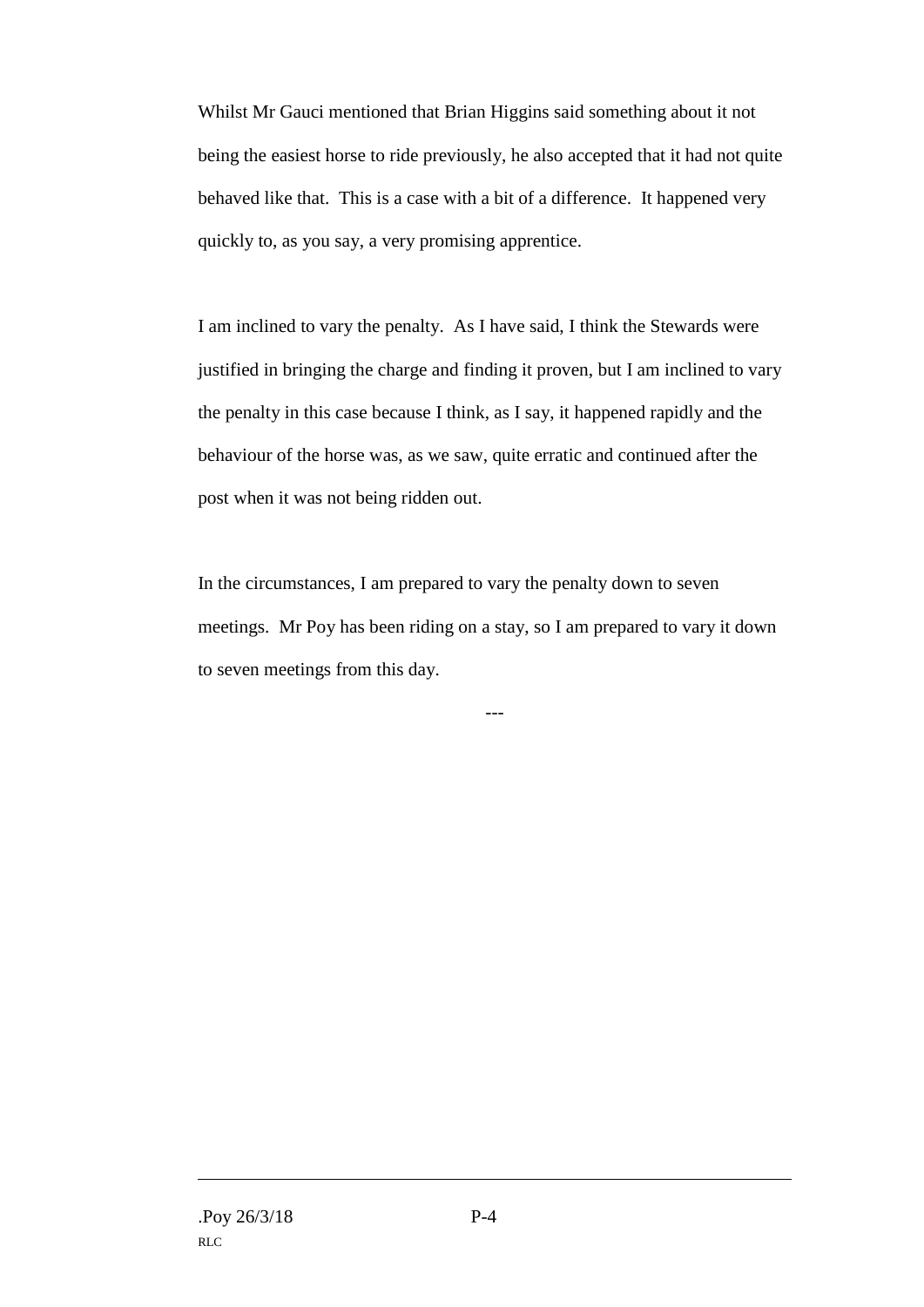Whilst Mr Gauci mentioned that Brian Higgins said something about it not being the easiest horse to ride previously, he also accepted that it had not quite behaved like that. This is a case with a bit of a difference. It happened very quickly to, as you say, a very promising apprentice.

I am inclined to vary the penalty. As I have said, I think the Stewards were justified in bringing the charge and finding it proven, but I am inclined to vary the penalty in this case because I think, as I say, it happened rapidly and the behaviour of the horse was, as we saw, quite erratic and continued after the post when it was not being ridden out.

In the circumstances, I am prepared to vary the penalty down to seven meetings. Mr Poy has been riding on a stay, so I am prepared to vary it down to seven meetings from this day.

---